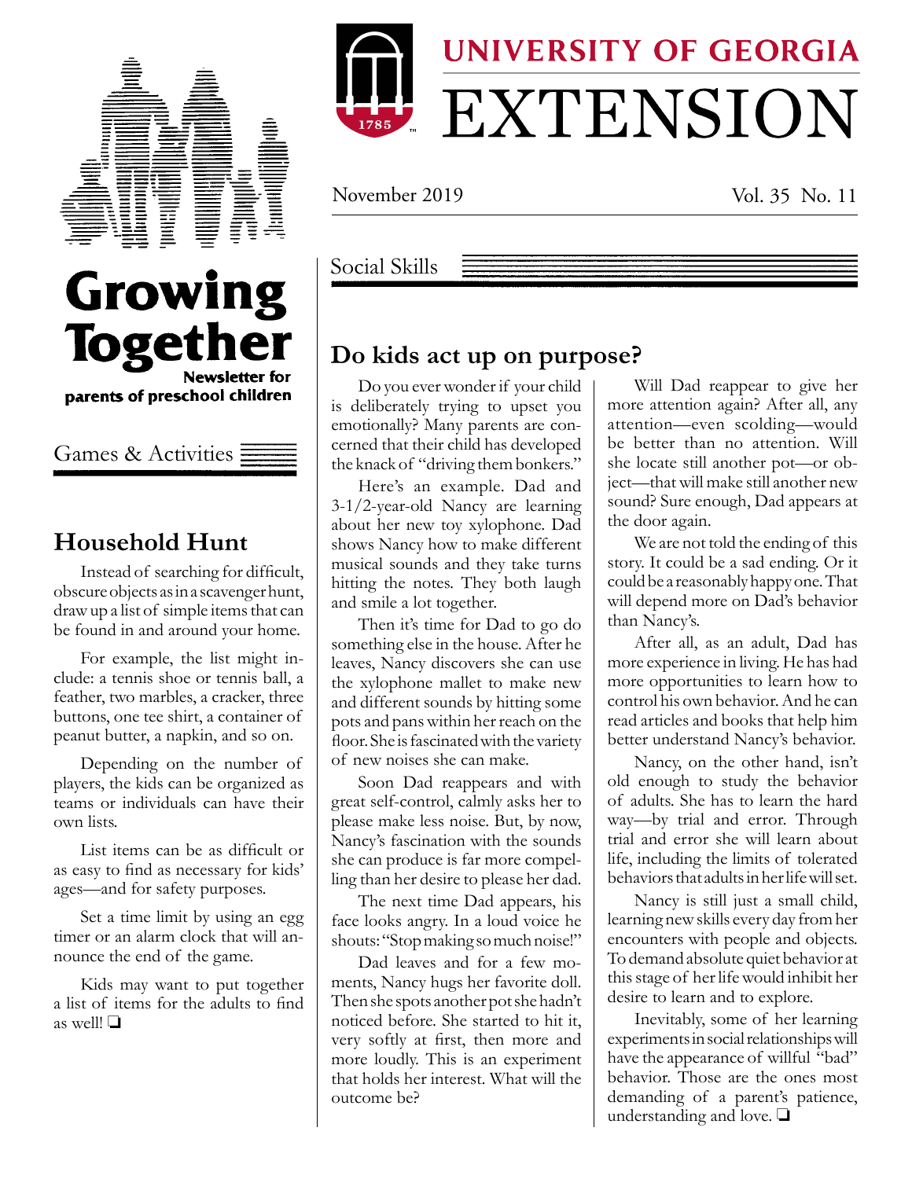# Growing Together

**Newsletter for parents of preschool children**

UNIVERSITY OF GEORGIA EXTENSION

November 2019 Vol. 35 No. 11

## Games & Activities

### Household Hunt

Instead of searching for difficult, obscure objects as in a scavenger hunt, draw up a list of simple items that can be found in and around your home.

For example, the list might include: a tennis shoe or tennis ball, a feather, two marbles, a cracker, three buttons, one tee shirt, a container of peanut butter, a napkin, and so on.

Depending on the number of players, the kids can be organized as teams or individuals can have their own lists.

List items can be as difficult or as easy to find as necessary for kids' ages—and for safety purposes.

Set a time limit by using an egg timer or an alarm clock that will announce the end of the game.

Kids may want to put together a list of items for the adults to find as well! ❏

## Social Skills

### Do kids act up on purpose?

Do you ever wonder if your child is deliberately trying to upset you emotionally? Many parents are concerned that their child has developed the knack of "driving them bonkers."

Here's an example. Dad and 3-1/2-year-old Nancy are learning about her new toy xylophone. Dad shows Nancy how to make different musical sounds and they take turns hitting the notes. They both laugh and smile a lot together.

Then it's time for Dad to go do something else in the house. After he leaves, Nancy discovers she can use the xylophone mallet to make new and different sounds by hitting some pots and pans within her reach on the floor. She is fascinated with the variety of new noises she can make.

Soon Dad reappears and with great self-control, calmly asks her to please make less noise. But, by now, Nancy's fascination with the sounds she can produce is far more compelling than her desire to please her dad.

The next time Dad appears, his face looks angry. In a loud voice he shouts: "Stop making so much noise!"

Dad leaves and for a few moments, Nancy hugs her favorite doll. Then she spots another pot she hadn't noticed before. She started to hit it, very softly at first, then more and more loudly. This is an experiment that holds her interest. What will the outcome be?

Will Dad reappear to give her more attention again? After all, any attention—even scolding—would be better than no attention. Will she locate still another pot—or object—that will make still another new sound? Sure enough, Dad appears at the door again.

We are not told the ending of this story. It could be a sad ending. Or it could be a reasonably happy one. That will depend more on Dad's behavior than Nancy's.

After all, as an adult, Dad has more experience in living. He has had more opportunities to learn how to control his own behavior. And he can read articles and books that help him better understand Nancy's behavior.

Nancy, on the other hand, isn't old enough to study the behavior of adults. She has to learn the hard way—by trial and error. Through trial and error she will learn about life, including the limits of tolerated behaviors that adults in her life will set.

Nancy is still just a small child, learning new skills every day from her encounters with people and objects. To demand absolute quiet behavior at this stage of her life would inhibit her desire to learn and to explore.

Inevitably, some of her learning experiments in social relationships will have the appearance of willful "bad" behavior. Those are the ones most demanding of a parent's patience, understanding and love. ❏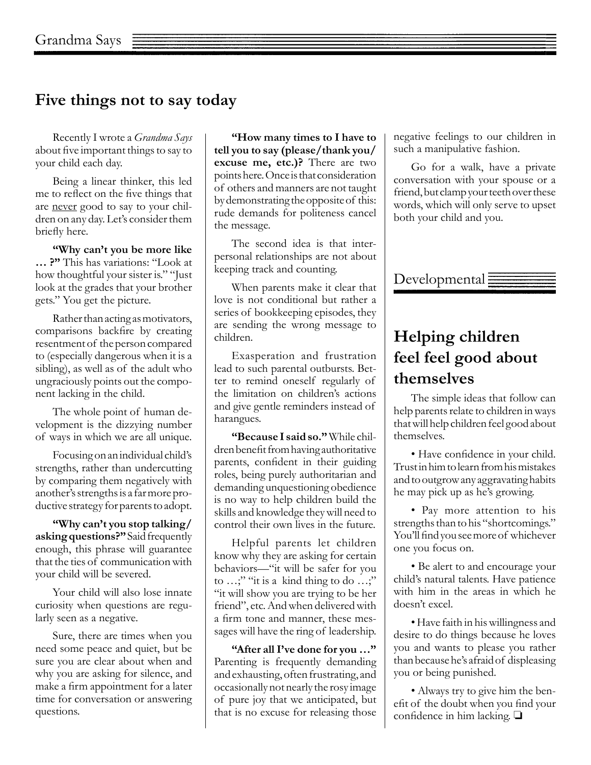Grandma Says

## Five things not to say today

Recently I wrote a *Grandma Says* about five important things to say to your child each day.

Being a linear thinker, this led me to reflect on the five things that are never good to say to your children on any day. Let's consider them briefly here.

**"Why can't you be more like … ?"** This has variations: "Look at how thoughtful your sister is." "Just look at the grades that your brother gets." You get the picture.

Rather than acting as motivators, comparisons backfire by creating resentment of the person compared to (especially dangerous when it is a sibling), as well as of the adult who ungraciously points out the component lacking in the child.

The whole point of human development is the dizzying number of ways in which we are all unique.

Focusing on an individual child's strengths, rather than undercutting by comparing them negatively with another's strengths is a far more productive strategy for parents to adopt.

**"Why can't you stop talking/asking questions?"** Said frequently enough, this phrase will guarantee that the ties of communication with your child will be severed.

Your child will also lose innate curiosity when questions are regularly seen as a negative.

Sure, there are times when you need some peace and quiet, but be sure you are clear about when and why you are asking for silence, and make a firm appointment for a later time for conversation or answering questions.

**"How many times to I have to tell you to say (please/thank you/excuse me, etc.)?** There are two points here. Once is that consideration of others and manners are not taught by demonstrating the opposite of this: rude demands for politeness cancel the message.

The second idea is that interpersonal relationships are not about keeping track and counting.

When parents make it clear that love is not conditional but rather a series of bookkeeping episodes, they are sending the wrong message to children.

Exasperation and frustration lead to such parental outbursts. Better to remind oneself regularly of the limitation on children's actions and give gentle reminders instead of harangues.

**"Because I said so."** While children benefit from having authoritative parents, confident in their guiding roles, being purely authoritarian and demanding unquestioning obedience is no way to help children build the skills and knowledge they will need to control their own lives in the future.

Helpful parents let children know why they are asking for certain behaviors—"it will be safer for you to …;" "it is a kind thing to do …;" "it will show you are trying to be her friend", etc. And when delivered with a firm tone and manner, these messages will have the ring of leadership.

**"After all I've done for you …"** Parenting is frequently demanding and exhausting, often frustrating, and occasionally not nearly the rosy image of pure joy that we anticipated, but that is no excuse for releasing those negative feelings to our children in such a manipulative fashion.

Go for a walk, have a private conversation with your spouse or a friend, but clamp your teeth over these words, which will only serve to upset both your child and you.

Developmental

## Helping children feel feel good about themselves

The simple ideas that follow can help parents relate to children in ways that will help children feel good about themselves.

- Have confidence in your child. Trust in him to learn from his mistakes and to outgrow any aggravating habits he may pick up as he's growing.
- Pay more attention to his strengths than to his "shortcomings." You'll find you see more of whichever one you focus on.
- Be alert to and encourage your child's natural talents. Have patience with him in the areas in which he doesn't excel.
- Have faith in his willingness and desire to do things because he loves you and wants to please you rather than because he's afraid of displeasing you or being punished.
- Always try to give him the benefit of the doubt when you find your confidence in him lacking. ❑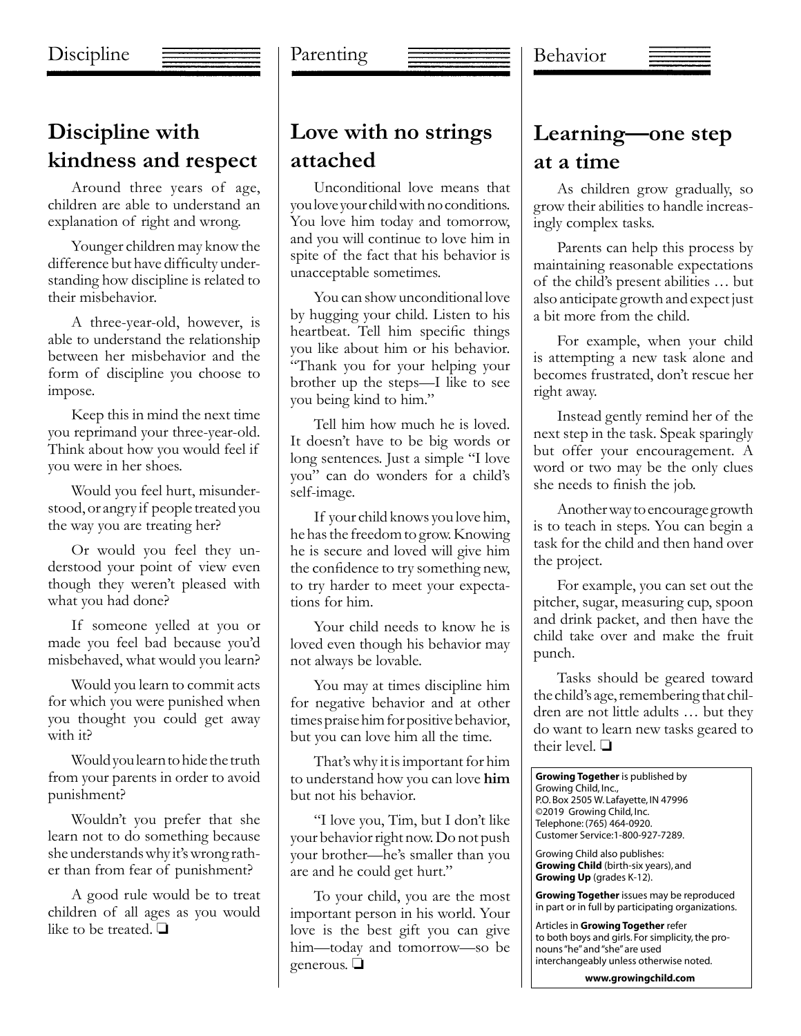Discipline

## Discipline with kindness and respect

Around three years of age, children are able to understand an explanation of right and wrong.

Younger children may know the difference but have difficulty understanding how discipline is related to their misbehavior.

A three-year-old, however, is able to understand the relationship between her misbehavior and the form of discipline you choose to impose.

Keep this in mind the next time you reprimand your three-year-old. Think about how you would feel if you were in her shoes.

Would you feel hurt, misunderstood, or angry if people treated you the way you are treating her?

Or would you feel they understood your point of view even though they weren't pleased with what you had done?

If someone yelled at you or made you feel bad because you'd misbehaved, what would you learn?

Would you learn to commit acts for which you were punished when you thought you could get away with it?

Would you learn to hide the truth from your parents in order to avoid punishment?

Wouldn't you prefer that she learn not to do something because she understands why it's wrong rather than from fear of punishment?

A good rule would be to treat children of all ages as you would like to be treated. ❑

Parenting

## Love with no strings attached

Unconditional love means that you love your child with no conditions. You love him today and tomorrow, and you will continue to love him in spite of the fact that his behavior is unacceptable sometimes.

You can show unconditional love by hugging your child. Listen to his heartbeat. Tell him specific things you like about him or his behavior. "Thank you for your helping your brother up the steps—I like to see you being kind to him."

Tell him how much he is loved. It doesn't have to be big words or long sentences. Just a simple "I love you" can do wonders for a child's self-image.

If your child knows you love him, he has the freedom to grow. Knowing he is secure and loved will give him the confidence to try something new, to try harder to meet your expectations for him.

Your child needs to know he is loved even though his behavior may not always be lovable.

You may at times discipline him for negative behavior and at other times praise him for positive behavior, but you can love him all the time.

That's why it is important for him to understand how you can love **him** but not his behavior.

"I love you, Tim, but I don't like your behavior right now. Do not push your brother—he's smaller than you are and he could get hurt."

To your child, you are the most important person in his world. Your love is the best gift you can give him—today and tomorrow—so be generous. ❑

Behavior

## Learning—one step at a time

As children grow gradually, so grow their abilities to handle increasingly complex tasks.

Parents can help this process by maintaining reasonable expectations of the child's present abilities … but also anticipate growth and expect just a bit more from the child.

For example, when your child is attempting a new task alone and becomes frustrated, don't rescue her right away.

Instead gently remind her of the next step in the task. Speak sparingly but offer your encouragement. A word or two may be the only clues she needs to finish the job.

Another way to encourage growth is to teach in steps. You can begin a task for the child and then hand over the project.

For example, you can set out the pitcher, sugar, measuring cup, spoon and drink packet, and then have the child take over and make the fruit punch.

Tasks should be geared toward the child's age, remembering that children are not little adults … but they do want to learn new tasks geared to their level. ❑

**Growing Together** is published by Growing Child, Inc., P.O. Box 2505 W. Lafayette, IN 47996 ©2019 Growing Child, Inc. Telephone: (765) 464-0920. Customer Service: 1-800-927-7289.

Growing Child also publishes: **Growing Child** (birth-six years), and **Growing Up** (grades K-12).

**Growing Together** issues may be reproduced in part or in full by participating organizations.

Articles in **Growing Together** refer to both boys and girls. For simplicity, the pronouns "he" and "she" are used interchangeably unless otherwise noted.

**www.growingchild.com**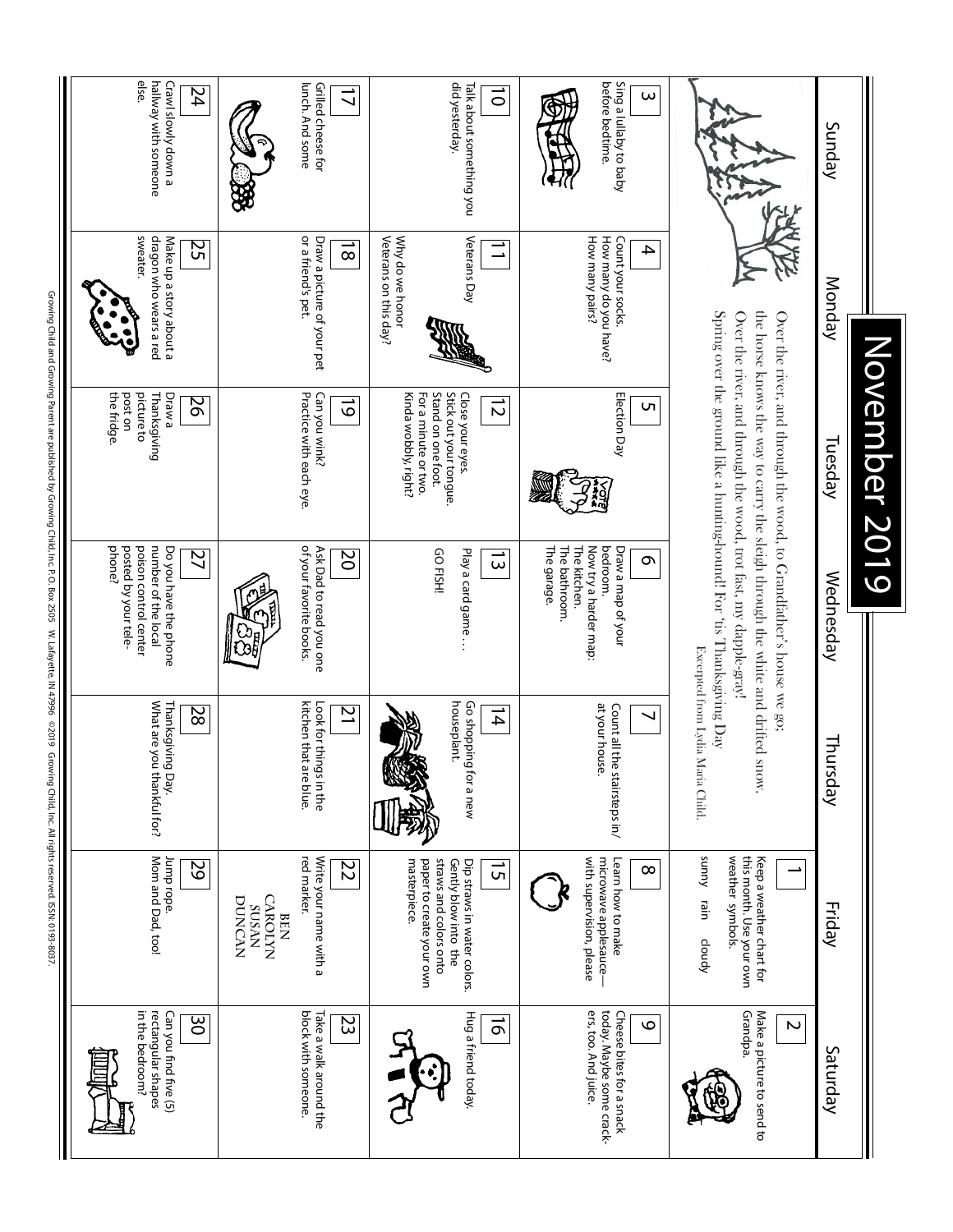# November 2019

| Sunday | Monday | Tuesday | Wednesday | Thursday | Friday | Saturday |
|---|---|---|---|---|---|---|
| | | | | | 1 Keep a weather chart for this month. Use your own weather symbols. sunny rain cloudy | 2 Make a picture to send to Grandpa. |
| 3 Sing a lullaby to baby before bedtime. | 4 Count your socks. How many do you have? How many pairs? | 5 Election Day | 6 Draw a map of your bedroom. Now try a harder map: The kitchen. The bathroom. The garage. | 7 Count all the stairsteps in/at your house. | 8 Learn how to make microwave applesauce—with supervision, please | 9 Cheese bites for a snack today. Maybe some crackers, too. And juice. |
| 10 Talk about something you did yesterday. | 11 Veterans Day Why do we honor Veterans on this day? | 12 Close your eyes. Stick out your tongue. Stand on one foot. For a minute or two. Kinda wobbly, right? | 13 Play a card game . . . GO FISH! | 14 Go shopping for a new houseplant. | 15 Dip straws in water colors. Gently blow into the straws and colors onto paper to create your own masterpiece. | 16 Hug a friend today. |
| 17 Grilled cheese for lunch. And some | 18 Draw a picture of your pet or a friend's pet. | 19 Can you wink? Practice with each eye. | 20 Ask Dad to read you one of your favorite books. | 21 Look for things in the kitchen that are blue. | 22 Write your name with a red marker. BEN CAROLYN SUSAN DUNCAN | 23 Take a walk around the block with someone. |
| 24 Crawl slowly down a hallway with someone else. | 25 Make up a story about a dragon who wears a red sweater. | 26 Draw a Thanksgiving picture to post on the fridge. | 27 Do you have the phone number of the local poison control center posted by your telephone? | 28 Thanksgiving Day. What are you thankful for? | 29 Jump rope. Mom and Dad, too! | 30 Can you find five (5) rectangular shapes in the bedroom? |

Over the river, and through the wood, to Grandfather's house we go;
the horse knows the way to carry the sleigh through the white and drifted snow.
Over the river, and through the wood, trot fast, my dapple-gray!
Spring over the ground like a hunting-hound! For 'tis Thanksgiving Day

Excerpted from Lydia Maria Child.

Growing Child and Growing Parent are published by Growing Child, Inc. P.O. Box 2505 W. Lafayette, IN 47996 ©2019 Growing Child, Inc. All rights reserved. ISSN 0193-8037.